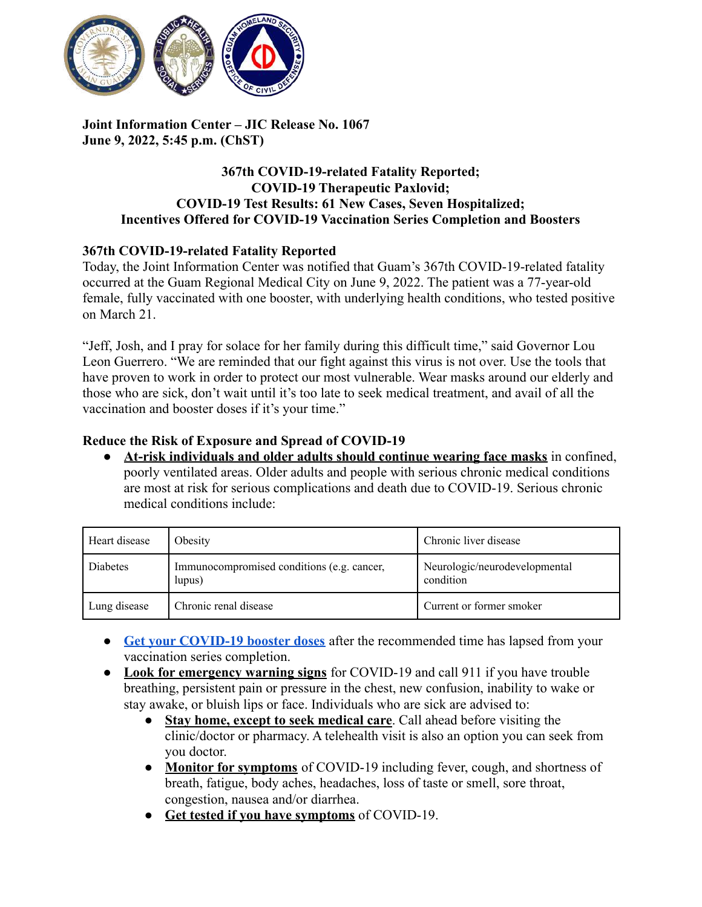**Joint Information Center – JIC Release No. 1067**
**June 9, 2022, 5:45 p.m. (ChST)**

# 367th COVID-19-related Fatality Reported; COVID-19 Therapeutic Paxlovid; COVID-19 Test Results: 61 New Cases, Seven Hospitalized; Incentives Offered for COVID-19 Vaccination Series Completion and Boosters

## 367th COVID-19-related Fatality Reported

Today, the Joint Information Center was notified that Guam's 367th COVID-19-related fatality occurred at the Guam Regional Medical City on June 9, 2022. The patient was a 77-year-old female, fully vaccinated with one booster, with underlying health conditions, who tested positive on March 21.

"Jeff, Josh, and I pray for solace for her family during this difficult time," said Governor Lou Leon Guerrero. "We are reminded that our fight against this virus is not over. Use the tools that have proven to work in order to protect our most vulnerable. Wear masks around our elderly and those who are sick, don't wait until it's too late to seek medical treatment, and avail of all the vaccination and booster doses if it's your time."

## Reduce the Risk of Exposure and Spread of COVID-19

- **At-risk individuals and older adults should continue wearing face masks** in confined, poorly ventilated areas. Older adults and people with serious chronic medical conditions are most at risk for serious complications and death due to COVID-19. Serious chronic medical conditions include:

| | | |
|---|---|---|
| Heart disease | Obesity | Chronic liver disease |
| Diabetes | Immunocompromised conditions (e.g. cancer, lupus) | Neurologic/neurodevelopmental condition |
| Lung disease | Chronic renal disease | Current or former smoker |

- **Get your COVID-19 booster doses** after the recommended time has lapsed from your vaccination series completion.
- **Look for emergency warning signs** for COVID-19 and call 911 if you have trouble breathing, persistent pain or pressure in the chest, new confusion, inability to wake or stay awake, or bluish lips or face. Individuals who are sick are advised to:
  - **Stay home, except to seek medical care**. Call ahead before visiting the clinic/doctor or pharmacy. A telehealth visit is also an option you can seek from you doctor.
  - **Monitor for symptoms** of COVID-19 including fever, cough, and shortness of breath, fatigue, body aches, headaches, loss of taste or smell, sore throat, congestion, nausea and/or diarrhea.
  - **Get tested if you have symptoms** of COVID-19.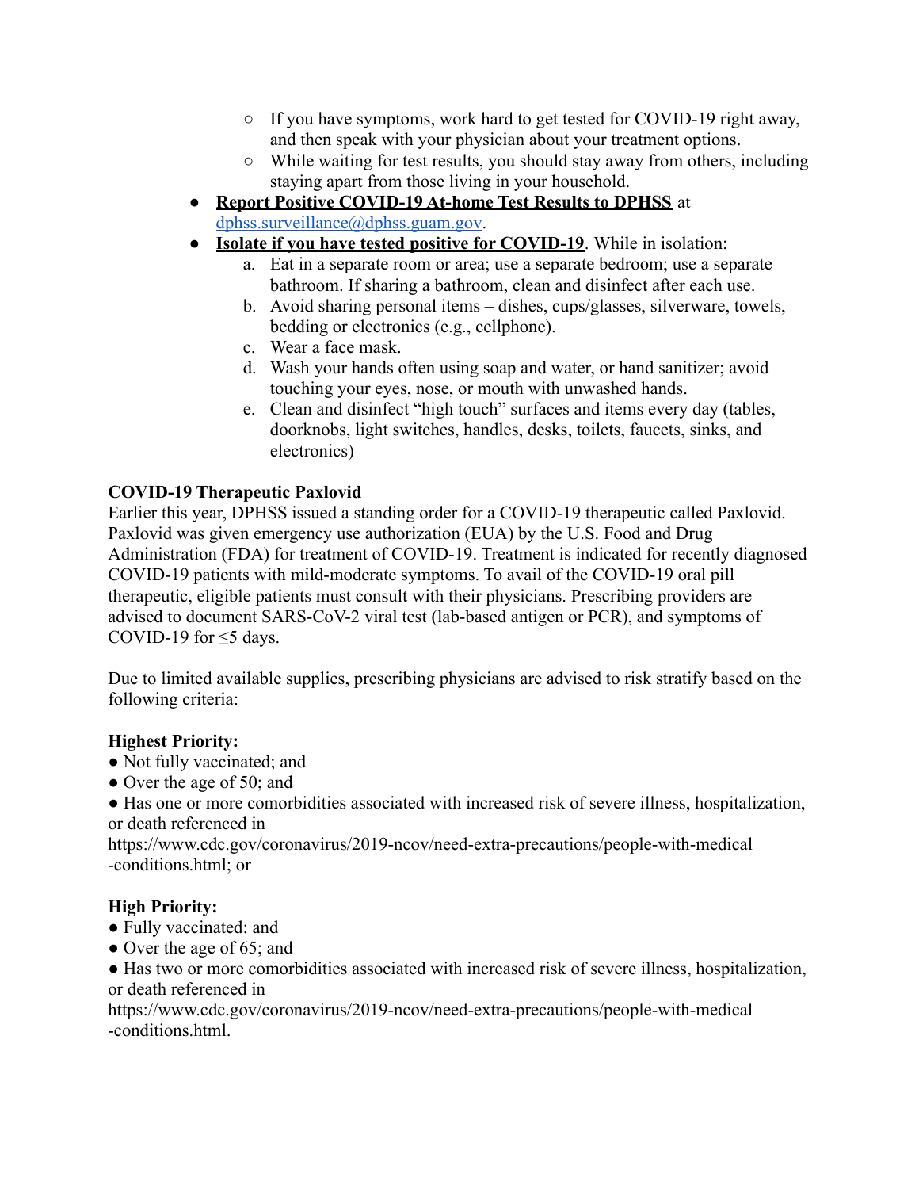- If you have symptoms, work hard to get tested for COVID-19 right away, and then speak with your physician about your treatment options.
  - While waiting for test results, you should stay away from others, including staying apart from those living in your household.
- **Report Positive COVID-19 At-home Test Results to DPHSS** at [dphss.surveillance@dphss.guam.gov](mailto:dphss.surveillance@dphss.guam.gov).
- **Isolate if you have tested positive for COVID-19**. While in isolation:
  a. Eat in a separate room or area; use a separate bedroom; use a separate bathroom. If sharing a bathroom, clean and disinfect after each use.
  b. Avoid sharing personal items – dishes, cups/glasses, silverware, towels, bedding or electronics (e.g., cellphone).
  c. Wear a face mask.
  d. Wash your hands often using soap and water, or hand sanitizer; avoid touching your eyes, nose, or mouth with unwashed hands.
  e. Clean and disinfect "high touch" surfaces and items every day (tables, doorknobs, light switches, handles, desks, toilets, faucets, sinks, and electronics)

**COVID-19 Therapeutic Paxlovid**

Earlier this year, DPHSS issued a standing order for a COVID-19 therapeutic called Paxlovid. Paxlovid was given emergency use authorization (EUA) by the U.S. Food and Drug Administration (FDA) for treatment of COVID-19. Treatment is indicated for recently diagnosed COVID-19 patients with mild-moderate symptoms. To avail of the COVID-19 oral pill therapeutic, eligible patients must consult with their physicians. Prescribing providers are advised to document SARS-CoV-2 viral test (lab-based antigen or PCR), and symptoms of COVID-19 for ≤5 days.

Due to limited available supplies, prescribing physicians are advised to risk stratify based on the following criteria:

**Highest Priority:**

- Not fully vaccinated; and
- Over the age of 50; and
- Has one or more comorbidities associated with increased risk of severe illness, hospitalization, or death referenced in https://www.cdc.gov/coronavirus/2019-ncov/need-extra-precautions/people-with-medical-conditions.html; or

**High Priority:**

- Fully vaccinated: and
- Over the age of 65; and
- Has two or more comorbidities associated with increased risk of severe illness, hospitalization, or death referenced in https://www.cdc.gov/coronavirus/2019-ncov/need-extra-precautions/people-with-medical-conditions.html.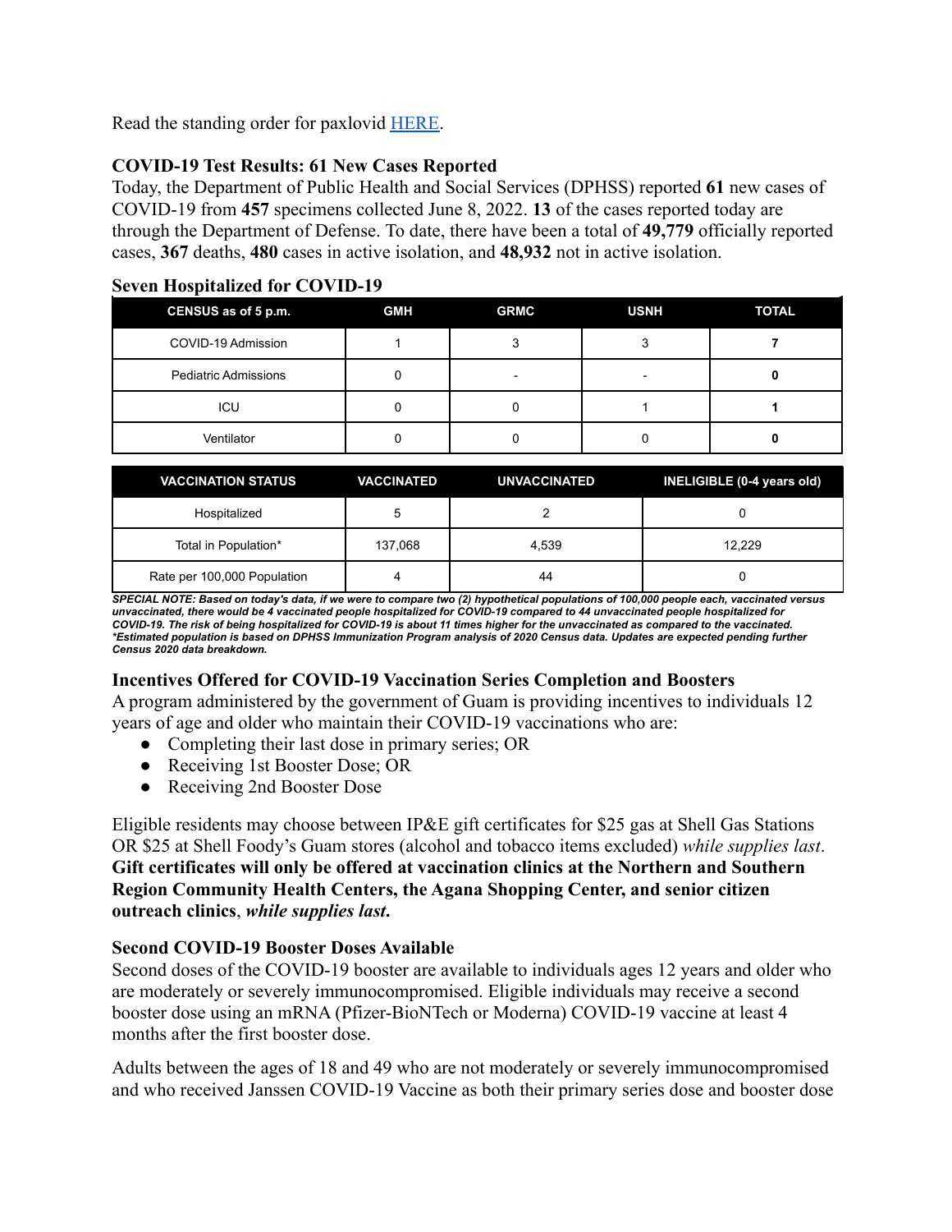Read the standing order for paxlovid [HERE](#).

### COVID-19 Test Results: 61 New Cases Reported

Today, the Department of Public Health and Social Services (DPHSS) reported **61** new cases of COVID-19 from **457** specimens collected June 8, 2022. **13** of the cases reported today are through the Department of Defense. To date, there have been a total of **49,779** officially reported cases, **367** deaths, **480** cases in active isolation, and **48,932** not in active isolation.

### Seven Hospitalized for COVID-19

| CENSUS as of 5 p.m. | GMH | GRMC | USNH | TOTAL |
|---|---|---|---|---|
| COVID-19 Admission | 1 | 3 | 3 | **7** |
| Pediatric Admissions | 0 | - | - | **0** |
| ICU | 0 | 0 | 1 | **1** |
| Ventilator | 0 | 0 | 0 | **0** |

| VACCINATION STATUS | VACCINATED | UNVACCINATED | INELIGIBLE (0-4 years old) |
|---|---|---|---|
| Hospitalized | 5 | 2 | 0 |
| Total in Population* | 137,068 | 4,539 | 12,229 |
| Rate per 100,000 Population | 4 | 44 | 0 |

***SPECIAL NOTE: Based on today's data, if we were to compare two (2) hypothetical populations of 100,000 people each, vaccinated versus unvaccinated, there would be 4 vaccinated people hospitalized for COVID-19 compared to 44 unvaccinated people hospitalized for COVID-19. The risk of being hospitalized for COVID-19 is about 11 times higher for the unvaccinated as compared to the vaccinated.***
****Estimated population is based on DPHSS Immunization Program analysis of 2020 Census data. Updates are expected pending further Census 2020 data breakdown.***

### Incentives Offered for COVID-19 Vaccination Series Completion and Boosters

A program administered by the government of Guam is providing incentives to individuals 12 years of age and older who maintain their COVID-19 vaccinations who are:

- Completing their last dose in primary series; OR
- Receiving 1st Booster Dose; OR
- Receiving 2nd Booster Dose

Eligible residents may choose between IP&E gift certificates for $25 gas at Shell Gas Stations OR $25 at Shell Foody's Guam stores (alcohol and tobacco items excluded) *while supplies last*. **Gift certificates will only be offered at vaccination clinics at the Northern and Southern Region Community Health Centers, the Agana Shopping Center, and senior citizen outreach clinics**, ***while supplies last.***

### Second COVID-19 Booster Doses Available

Second doses of the COVID-19 booster are available to individuals ages 12 years and older who are moderately or severely immunocompromised. Eligible individuals may receive a second booster dose using an mRNA (Pfizer-BioNTech or Moderna) COVID-19 vaccine at least 4 months after the first booster dose.

Adults between the ages of 18 and 49 who are not moderately or severely immunocompromised and who received Janssen COVID-19 Vaccine as both their primary series dose and booster dose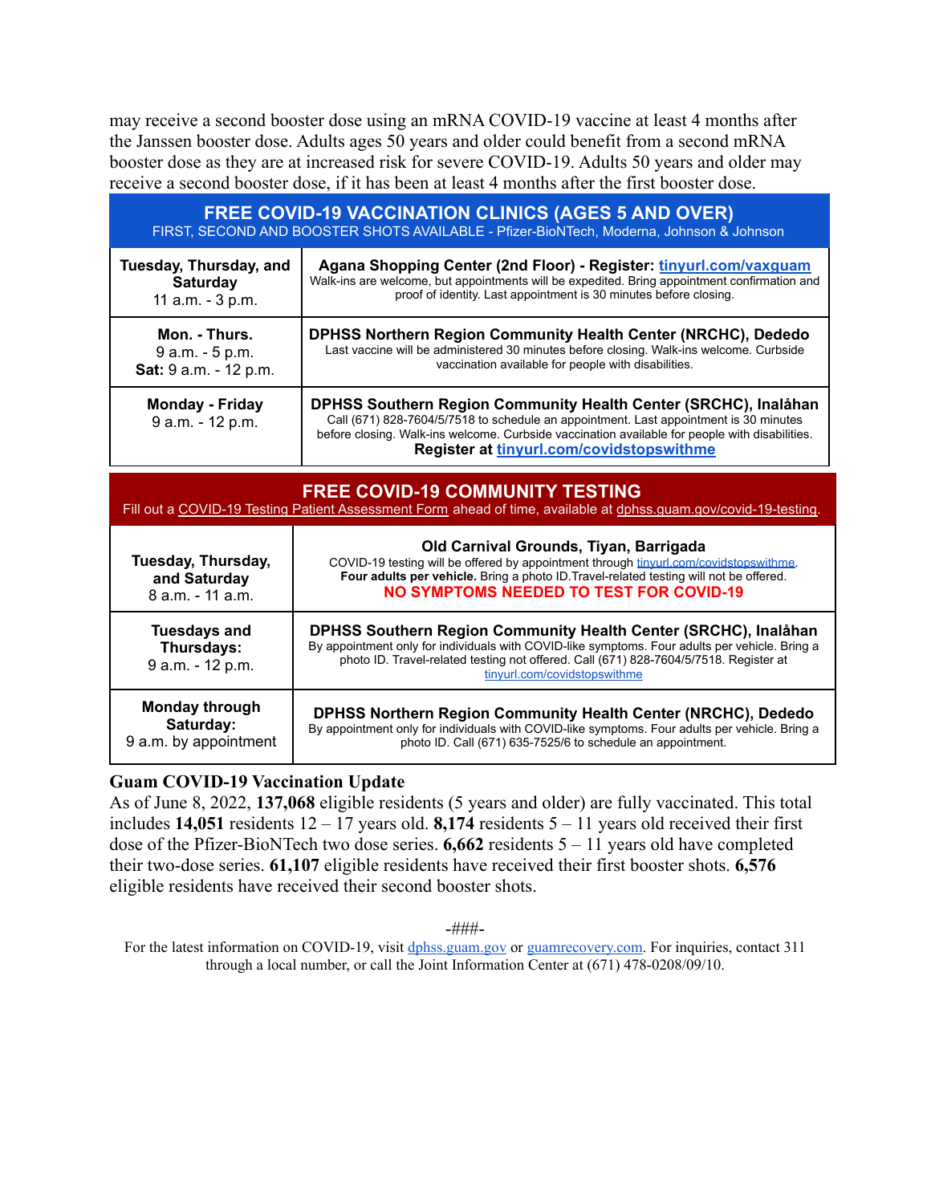may receive a second booster dose using an mRNA COVID-19 vaccine at least 4 months after the Janssen booster dose. Adults ages 50 years and older could benefit from a second mRNA booster dose as they are at increased risk for severe COVID-19. Adults 50 years and older may receive a second booster dose, if it has been at least 4 months after the first booster dose.

| **FREE COVID-19 VACCINATION CLINICS (AGES 5 AND OVER)** FIRST, SECOND AND BOOSTER SHOTS AVAILABLE - Pfizer-BioNTech, Moderna, Johnson & Johnson | |
|---|---|
| **Tuesday, Thursday, and Saturday** 11 a.m. - 3 p.m. | **Agana Shopping Center (2nd Floor) - Register: tinyurl.com/vaxguam** Walk-ins are welcome, but appointments will be expedited. Bring appointment confirmation and proof of identity. Last appointment is 30 minutes before closing. |
| **Mon. - Thurs.** 9 a.m. - 5 p.m. **Sat:** 9 a.m. - 12 p.m. | **DPHSS Northern Region Community Health Center (NRCHC), Dededo** Last vaccine will be administered 30 minutes before closing. Walk-ins welcome. Curbside vaccination available for people with disabilities. |
| **Monday - Friday** 9 a.m. - 12 p.m. | **DPHSS Southern Region Community Health Center (SRCHC), Inalåhan** Call (671) 828-7604/5/7518 to schedule an appointment. Last appointment is 30 minutes before closing. Walk-ins welcome. Curbside vaccination available for people with disabilities. **Register at tinyurl.com/covidstopswithme** |

| **FREE COVID-19 COMMUNITY TESTING** Fill out a COVID-19 Testing Patient Assessment Form ahead of time, available at dphss.guam.gov/covid-19-testing. | |
|---|---|
| **Tuesday, Thursday, and Saturday** 8 a.m. - 11 a.m. | **Old Carnival Grounds, Tiyan, Barrigada** COVID-19 testing will be offered by appointment through tinyurl.com/covidstopswithme. **Four adults per vehicle.** Bring a photo ID.Travel-related testing will not be offered. **NO SYMPTOMS NEEDED TO TEST FOR COVID-19** |
| **Tuesdays and Thursdays:** 9 a.m. - 12 p.m. | **DPHSS Southern Region Community Health Center (SRCHC), Inalåhan** By appointment only for individuals with COVID-like symptoms. Four adults per vehicle. Bring a photo ID. Travel-related testing not offered. Call (671) 828-7604/5/7518. Register at tinyurl.com/covidstopswithme |
| **Monday through Saturday:** 9 a.m. by appointment | **DPHSS Northern Region Community Health Center (NRCHC), Dededo** By appointment only for individuals with COVID-like symptoms. Four adults per vehicle. Bring a photo ID. Call (671) 635-7525/6 to schedule an appointment. |

**Guam COVID-19 Vaccination Update**

As of June 8, 2022, **137,068** eligible residents (5 years and older) are fully vaccinated. This total includes **14,051** residents 12 – 17 years old. **8,174** residents 5 – 11 years old received their first dose of the Pfizer-BioNTech two dose series. **6,662** residents 5 – 11 years old have completed their two-dose series. **61,107** eligible residents have received their first booster shots. **6,576** eligible residents have received their second booster shots.

-###-

For the latest information on COVID-19, visit dphss.guam.gov or guamrecovery.com. For inquiries, contact 311 through a local number, or call the Joint Information Center at (671) 478-0208/09/10.